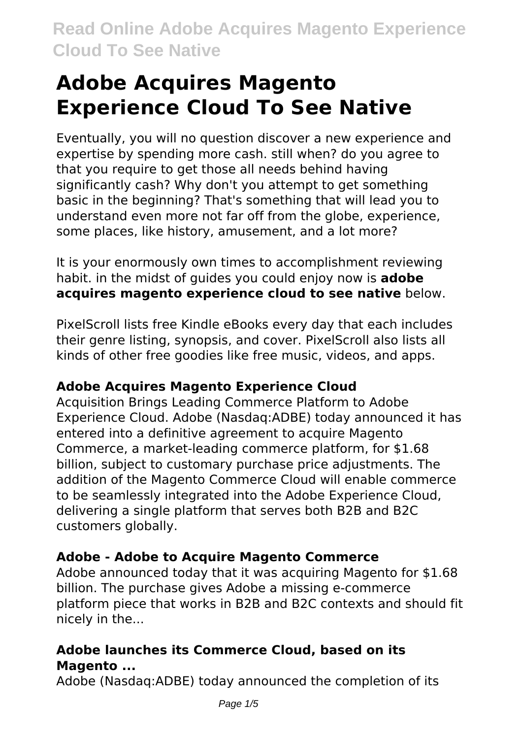# Adobe Acquires Magento Experience Cloud To See Native

Eventually, you will no question discover a new experience and expertise by spending more cash. still when? do you agree to that you require to get those all needs behind having significantly cash? Why don't you attempt to get something basic in the beginning? That's something that will lead you to understand even more not far off from the globe, experience, some places, like history, amusement, and a lot more?

It is your enormously own times to accomplishment reviewing habit. in the midst of guides you could enjoy now is **adobe acquires magento experience cloud to see native** below.

PixelScroll lists free Kindle eBooks every day that each includes their genre listing, synopsis, and cover. PixelScroll also lists all kinds of other free goodies like free music, videos, and apps.

### Adobe Acquires Magento Experience Cloud

Acquisition Brings Leading Commerce Platform to Adobe Experience Cloud. Adobe (Nasdaq:ADBE) today announced it has entered into a definitive agreement to acquire Magento Commerce, a market-leading commerce platform, for $1.68 billion, subject to customary purchase price adjustments. The addition of the Magento Commerce Cloud will enable commerce to be seamlessly integrated into the Adobe Experience Cloud, delivering a single platform that serves both B2B and B2C customers globally.

### Adobe - Adobe to Acquire Magento Commerce

Adobe announced today that it was acquiring Magento for $1.68 billion. The purchase gives Adobe a missing e-commerce platform piece that works in B2B and B2C contexts and should fit nicely in the...

### Adobe launches its Commerce Cloud, based on its Magento ...

Adobe (Nasdaq:ADBE) today announced the completion of its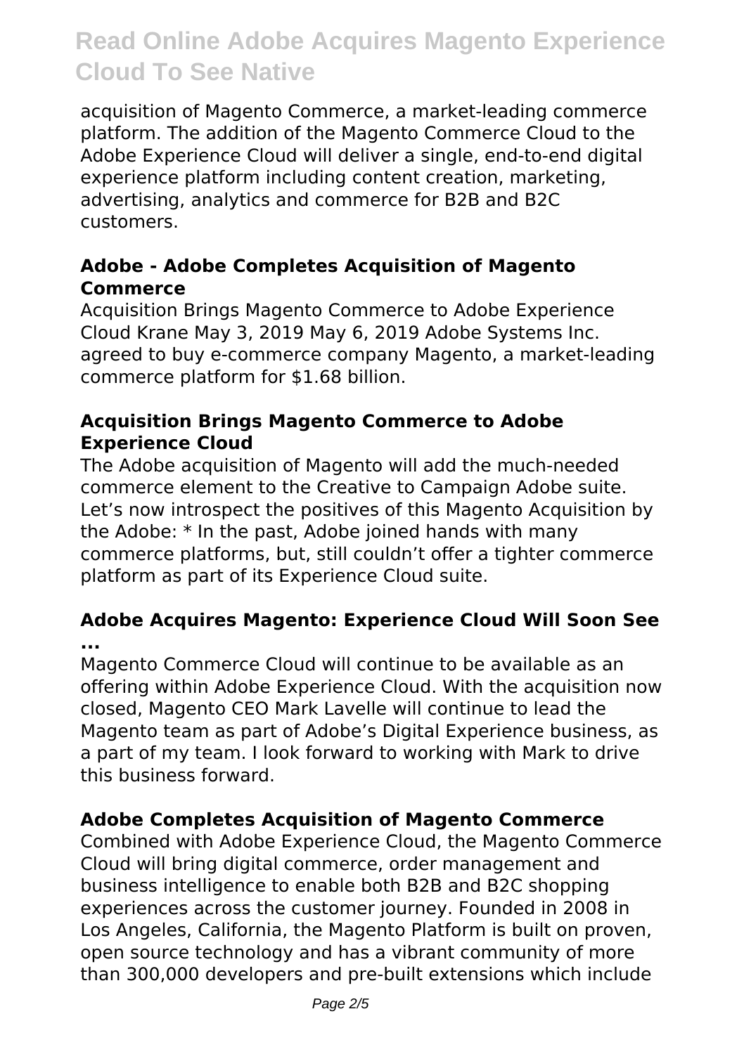acquisition of Magento Commerce, a market-leading commerce platform. The addition of the Magento Commerce Cloud to the Adobe Experience Cloud will deliver a single, end-to-end digital experience platform including content creation, marketing, advertising, analytics and commerce for B2B and B2C customers.

### Adobe - Adobe Completes Acquisition of Magento Commerce

Acquisition Brings Magento Commerce to Adobe Experience Cloud Krane May 3, 2019 May 6, 2019 Adobe Systems Inc. agreed to buy e-commerce company Magento, a market-leading commerce platform for $1.68 billion.

### Acquisition Brings Magento Commerce to Adobe Experience Cloud

The Adobe acquisition of Magento will add the much-needed commerce element to the Creative to Campaign Adobe suite. Let's now introspect the positives of this Magento Acquisition by the Adobe: * In the past, Adobe joined hands with many commerce platforms, but, still couldn't offer a tighter commerce platform as part of its Experience Cloud suite.

### Adobe Acquires Magento: Experience Cloud Will Soon See ...

Magento Commerce Cloud will continue to be available as an offering within Adobe Experience Cloud. With the acquisition now closed, Magento CEO Mark Lavelle will continue to lead the Magento team as part of Adobe's Digital Experience business, as a part of my team. I look forward to working with Mark to drive this business forward.

### Adobe Completes Acquisition of Magento Commerce

Combined with Adobe Experience Cloud, the Magento Commerce Cloud will bring digital commerce, order management and business intelligence to enable both B2B and B2C shopping experiences across the customer journey. Founded in 2008 in Los Angeles, California, the Magento Platform is built on proven, open source technology and has a vibrant community of more than 300,000 developers and pre-built extensions which include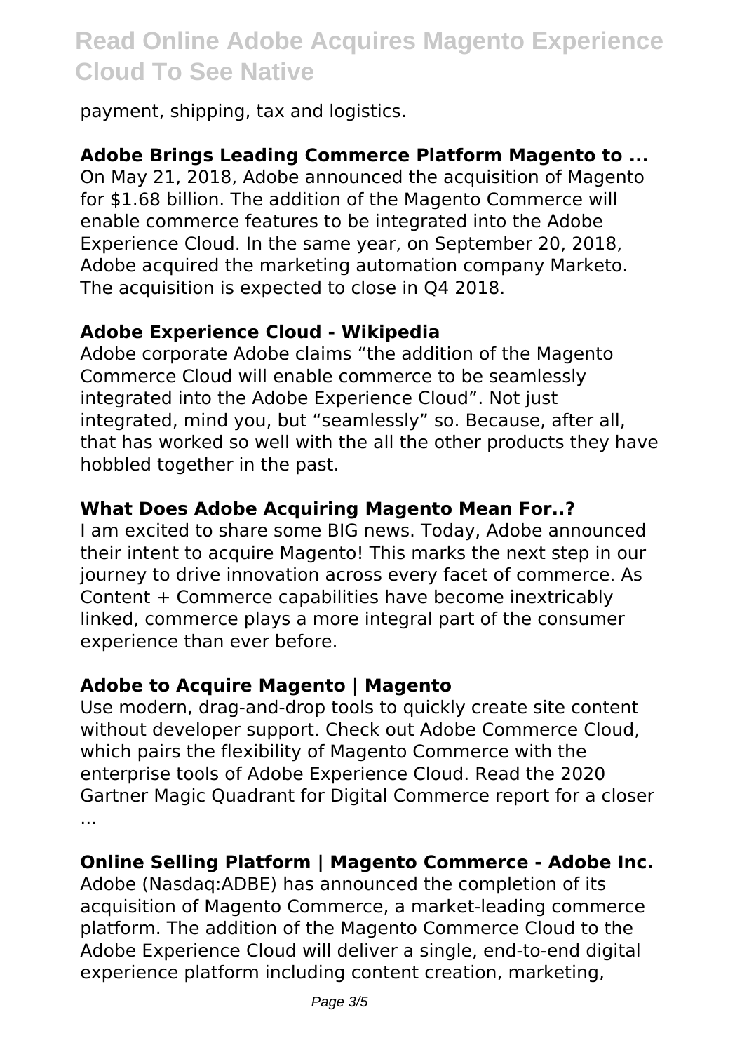payment, shipping, tax and logistics.

**Adobe Brings Leading Commerce Platform Magento to ...**

On May 21, 2018, Adobe announced the acquisition of Magento for $1.68 billion. The addition of the Magento Commerce will enable commerce features to be integrated into the Adobe Experience Cloud. In the same year, on September 20, 2018, Adobe acquired the marketing automation company Marketo. The acquisition is expected to close in Q4 2018.

**Adobe Experience Cloud - Wikipedia**

Adobe corporate Adobe claims “the addition of the Magento Commerce Cloud will enable commerce to be seamlessly integrated into the Adobe Experience Cloud”. Not just integrated, mind you, but “seamlessly” so. Because, after all, that has worked so well with the all the other products they have hobbled together in the past.

**What Does Adobe Acquiring Magento Mean For..?**

I am excited to share some BIG news. Today, Adobe announced their intent to acquire Magento! This marks the next step in our journey to drive innovation across every facet of commerce. As Content + Commerce capabilities have become inextricably linked, commerce plays a more integral part of the consumer experience than ever before.

**Adobe to Acquire Magento | Magento**

Use modern, drag-and-drop tools to quickly create site content without developer support. Check out Adobe Commerce Cloud, which pairs the flexibility of Magento Commerce with the enterprise tools of Adobe Experience Cloud. Read the 2020 Gartner Magic Quadrant for Digital Commerce report for a closer ...

**Online Selling Platform | Magento Commerce - Adobe Inc.**

Adobe (Nasdaq:ADBE) has announced the completion of its acquisition of Magento Commerce, a market-leading commerce platform. The addition of the Magento Commerce Cloud to the Adobe Experience Cloud will deliver a single, end-to-end digital experience platform including content creation, marketing,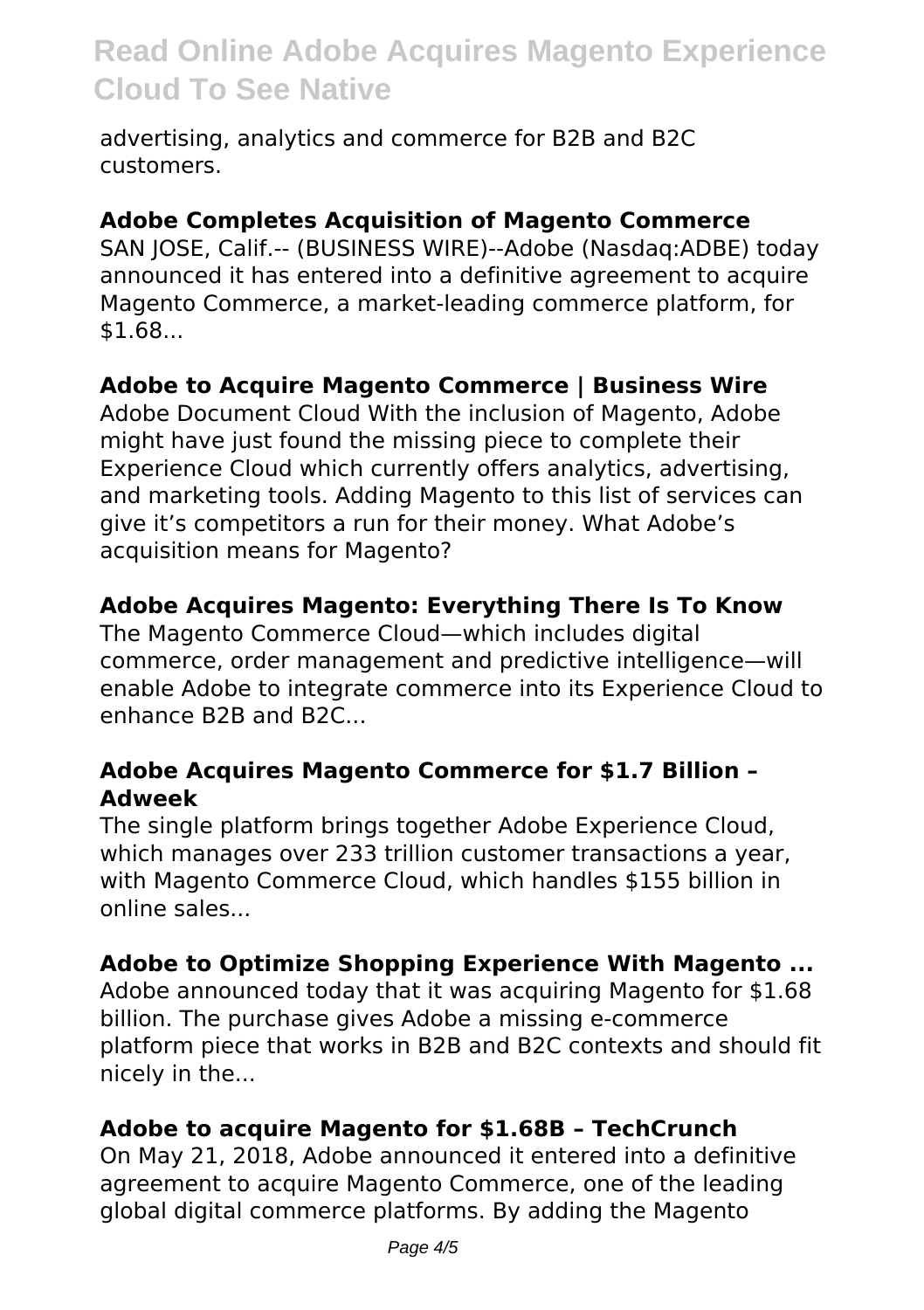advertising, analytics and commerce for B2B and B2C customers.

**Adobe Completes Acquisition of Magento Commerce**

SAN JOSE, Calif.-- (BUSINESS WIRE)--Adobe (Nasdaq:ADBE) today announced it has entered into a definitive agreement to acquire Magento Commerce, a market-leading commerce platform, for $1.68...

**Adobe to Acquire Magento Commerce | Business Wire**

Adobe Document Cloud With the inclusion of Magento, Adobe might have just found the missing piece to complete their Experience Cloud which currently offers analytics, advertising, and marketing tools. Adding Magento to this list of services can give it's competitors a run for their money. What Adobe's acquisition means for Magento?

**Adobe Acquires Magento: Everything There Is To Know**

The Magento Commerce Cloud—which includes digital commerce, order management and predictive intelligence—will enable Adobe to integrate commerce into its Experience Cloud to enhance B2B and B2C...

**Adobe Acquires Magento Commerce for $1.7 Billion – Adweek**

The single platform brings together Adobe Experience Cloud, which manages over 233 trillion customer transactions a year, with Magento Commerce Cloud, which handles $155 billion in online sales...

**Adobe to Optimize Shopping Experience With Magento ...**

Adobe announced today that it was acquiring Magento for $1.68 billion. The purchase gives Adobe a missing e-commerce platform piece that works in B2B and B2C contexts and should fit nicely in the...

**Adobe to acquire Magento for $1.68B – TechCrunch**

On May 21, 2018, Adobe announced it entered into a definitive agreement to acquire Magento Commerce, one of the leading global digital commerce platforms. By adding the Magento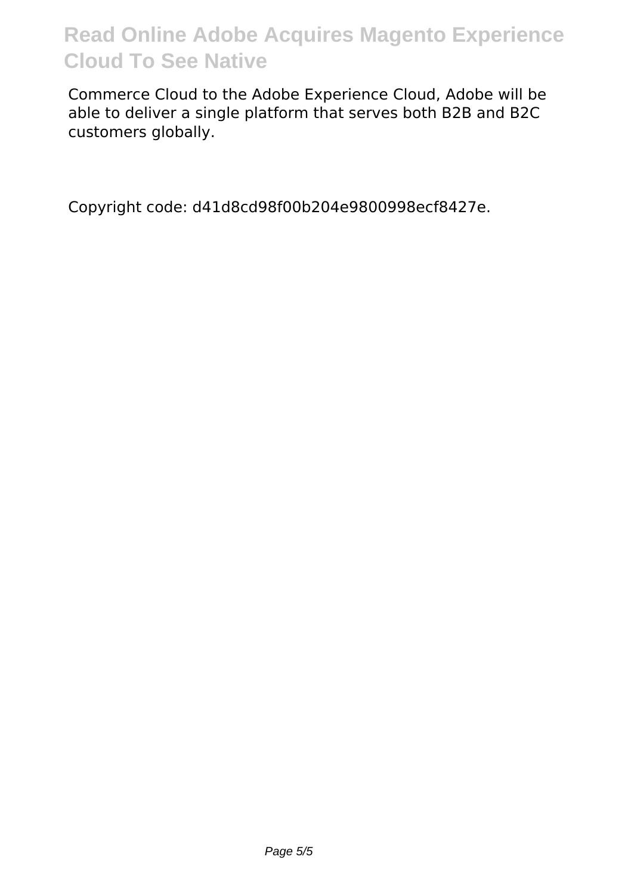Commerce Cloud to the Adobe Experience Cloud, Adobe will be able to deliver a single platform that serves both B2B and B2C customers globally.

Copyright code: d41d8cd98f00b204e9800998ecf8427e.